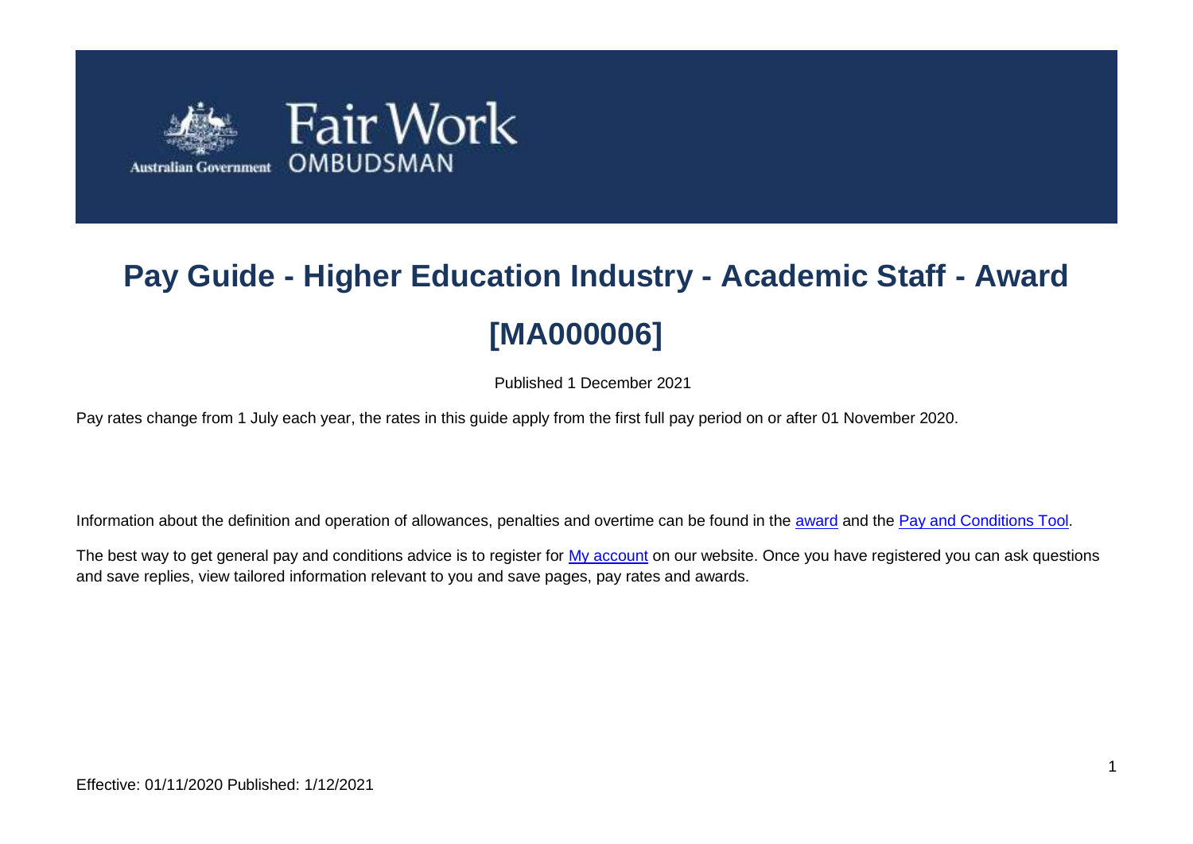# Pay Guide - Higher Education Industry - Academic Staff - Award [MA000006]

Published 1 December 2021

Pay rates change from 1 July each year, the rates in this guide apply from the first full pay period on or after 01 November 2020.

Information about the definition and operation of allowances, penalties and overtime can be found in the award and the Pay and Conditions Tool.

The best way to get general pay and conditions advice is to register for My account on our website. Once you have registered you can ask questions and save replies, view tailored information relevant to you and save pages, pay rates and awards.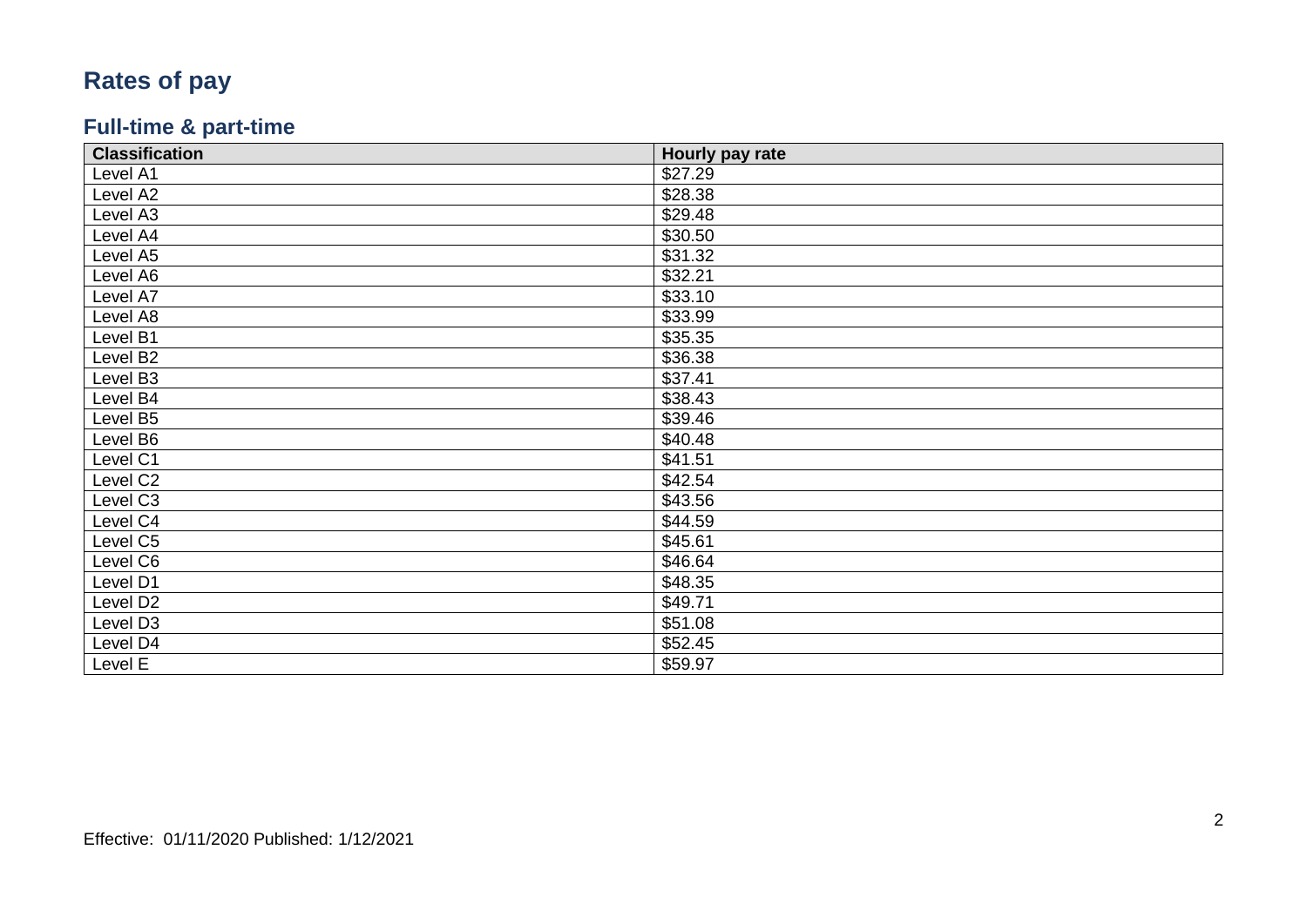# Rates of pay

## Full-time & part-time

| Classification | Hourly pay rate |
|---|---|
| Level A1 | $27.29 |
| Level A2 | $28.38 |
| Level A3 | $29.48 |
| Level A4 | $30.50 |
| Level A5 | $31.32 |
| Level A6 | $32.21 |
| Level A7 | $33.10 |
| Level A8 | $33.99 |
| Level B1 | $35.35 |
| Level B2 | $36.38 |
| Level B3 | $37.41 |
| Level B4 | $38.43 |
| Level B5 | $39.46 |
| Level B6 | $40.48 |
| Level C1 | $41.51 |
| Level C2 | $42.54 |
| Level C3 | $43.56 |
| Level C4 | $44.59 |
| Level C5 | $45.61 |
| Level C6 | $46.64 |
| Level D1 | $48.35 |
| Level D2 | $49.71 |
| Level D3 | $51.08 |
| Level D4 | $52.45 |
| Level E | $59.97 |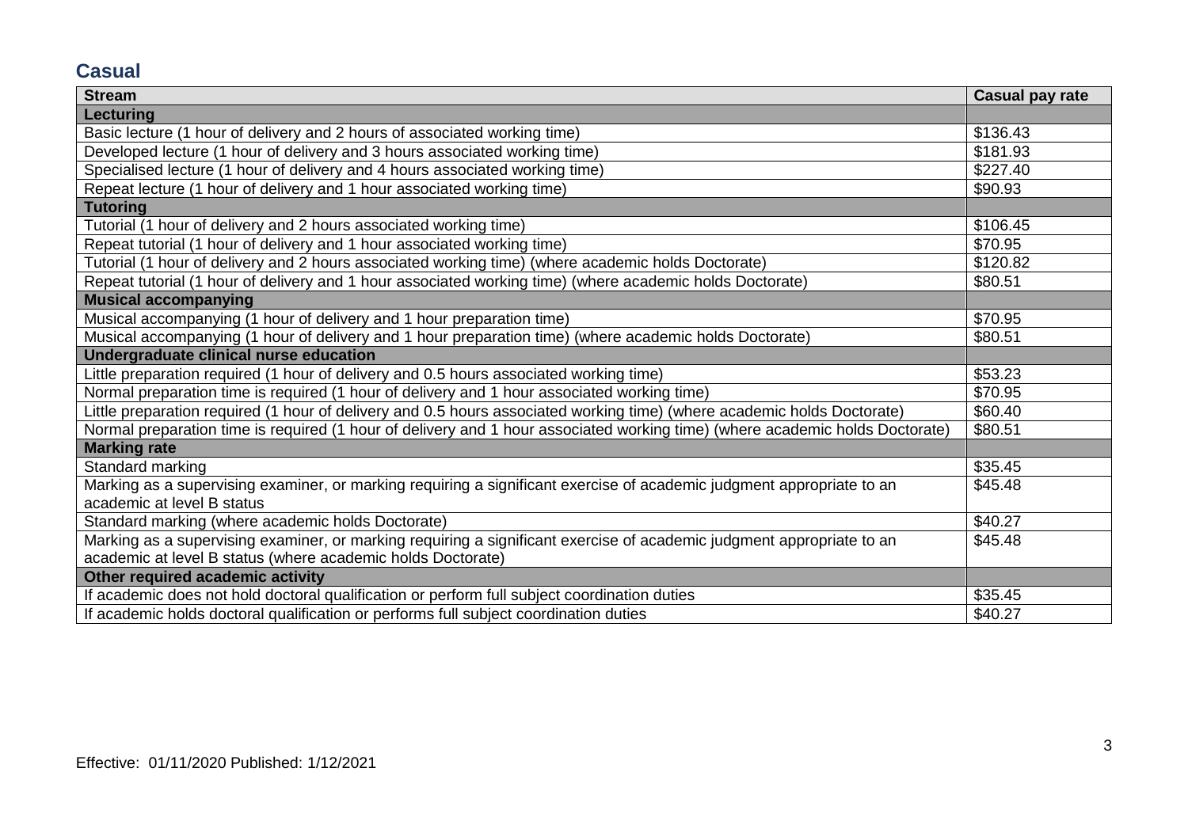## Casual

| Stream | Casual pay rate |
|---|---|
| **Lecturing** | |
| Basic lecture (1 hour of delivery and 2 hours of associated working time) | $136.43 |
| Developed lecture (1 hour of delivery and 3 hours associated working time) | $181.93 |
| Specialised lecture (1 hour of delivery and 4 hours associated working time) | $227.40 |
| Repeat lecture (1 hour of delivery and 1 hour associated working time) | $90.93 |
| **Tutoring** | |
| Tutorial (1 hour of delivery and 2 hours associated working time) | $106.45 |
| Repeat tutorial (1 hour of delivery and 1 hour associated working time) | $70.95 |
| Tutorial (1 hour of delivery and 2 hours associated working time) (where academic holds Doctorate) | $120.82 |
| Repeat tutorial (1 hour of delivery and 1 hour associated working time) (where academic holds Doctorate) | $80.51 |
| **Musical accompanying** | |
| Musical accompanying (1 hour of delivery and 1 hour preparation time) | $70.95 |
| Musical accompanying (1 hour of delivery and 1 hour preparation time) (where academic holds Doctorate) | $80.51 |
| **Undergraduate clinical nurse education** | |
| Little preparation required (1 hour of delivery and 0.5 hours associated working time) | $53.23 |
| Normal preparation time is required (1 hour of delivery and 1 hour associated working time) | $70.95 |
| Little preparation required (1 hour of delivery and 0.5 hours associated working time) (where academic holds Doctorate) | $60.40 |
| Normal preparation time is required (1 hour of delivery and 1 hour associated working time) (where academic holds Doctorate) | $80.51 |
| **Marking rate** | |
| Standard marking | $35.45 |
| Marking as a supervising examiner, or marking requiring a significant exercise of academic judgment appropriate to an academic at level B status | $45.48 |
| Standard marking (where academic holds Doctorate) | $40.27 |
| Marking as a supervising examiner, or marking requiring a significant exercise of academic judgment appropriate to an academic at level B status (where academic holds Doctorate) | $45.48 |
| **Other required academic activity** | |
| If academic does not hold doctoral qualification or perform full subject coordination duties | $35.45 |
| If academic holds doctoral qualification or performs full subject coordination duties | $40.27 |

Effective: 01/11/2020 Published: 1/12/2021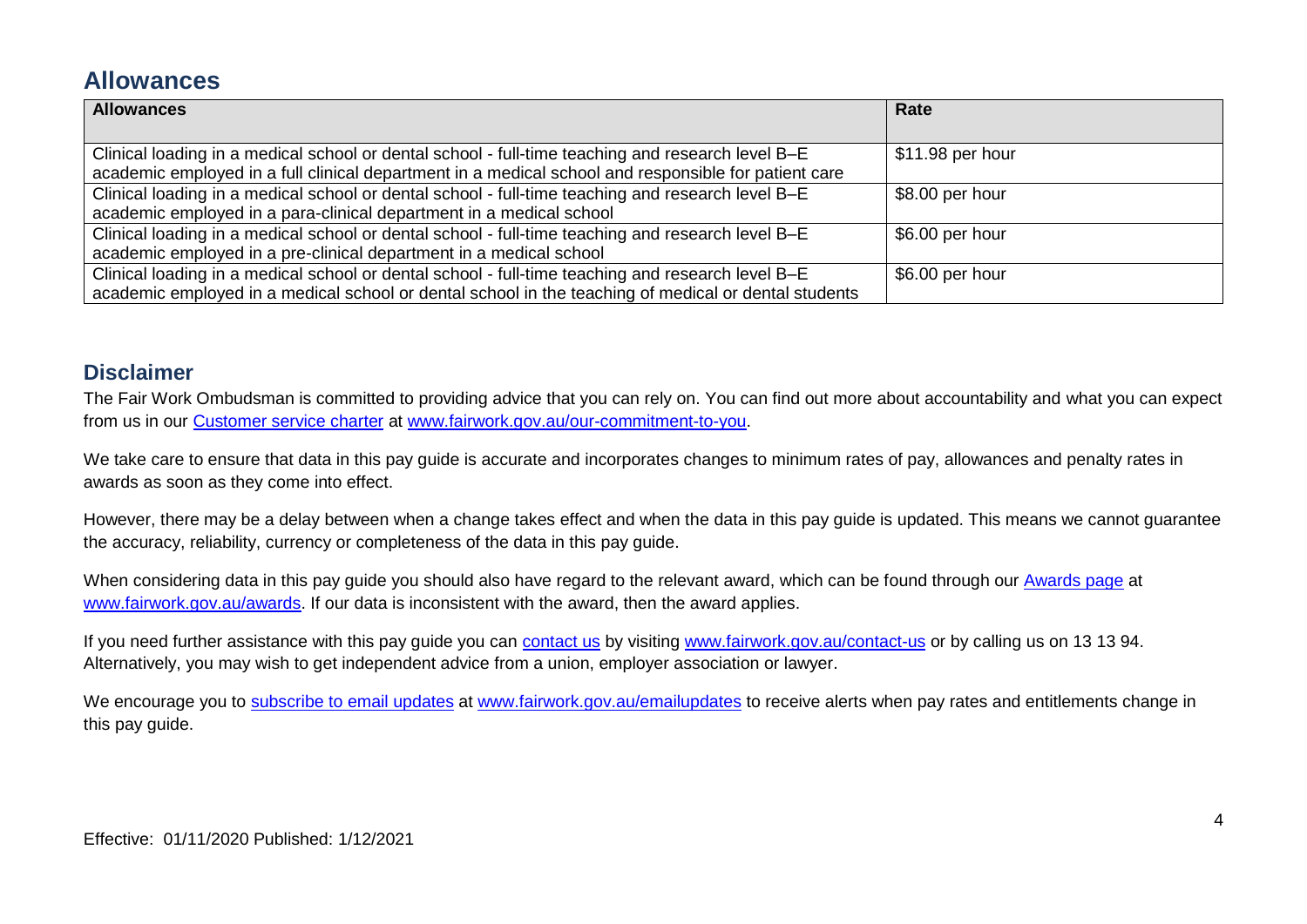## Allowances

| Allowances | Rate |
| --- | --- |
| Clinical loading in a medical school or dental school - full-time teaching and research level B–E academic employed in a full clinical department in a medical school and responsible for patient care | $11.98 per hour |
| Clinical loading in a medical school or dental school - full-time teaching and research level B–E academic employed in a para-clinical department in a medical school | $8.00 per hour |
| Clinical loading in a medical school or dental school - full-time teaching and research level B–E academic employed in a pre-clinical department in a medical school | $6.00 per hour |
| Clinical loading in a medical school or dental school - full-time teaching and research level B–E academic employed in a medical school or dental school in the teaching of medical or dental students | $6.00 per hour |

## Disclaimer

The Fair Work Ombudsman is committed to providing advice that you can rely on. You can find out more about accountability and what you can expect from us in our Customer service charter at www.fairwork.gov.au/our-commitment-to-you.

We take care to ensure that data in this pay guide is accurate and incorporates changes to minimum rates of pay, allowances and penalty rates in awards as soon as they come into effect.

However, there may be a delay between when a change takes effect and when the data in this pay guide is updated. This means we cannot guarantee the accuracy, reliability, currency or completeness of the data in this pay guide.

When considering data in this pay guide you should also have regard to the relevant award, which can be found through our Awards page at www.fairwork.gov.au/awards. If our data is inconsistent with the award, then the award applies.

If you need further assistance with this pay guide you can contact us by visiting www.fairwork.gov.au/contact-us or by calling us on 13 13 94. Alternatively, you may wish to get independent advice from a union, employer association or lawyer.

We encourage you to subscribe to email updates at www.fairwork.gov.au/emailupdates to receive alerts when pay rates and entitlements change in this pay guide.

Effective: 01/11/2020 Published: 1/12/2021